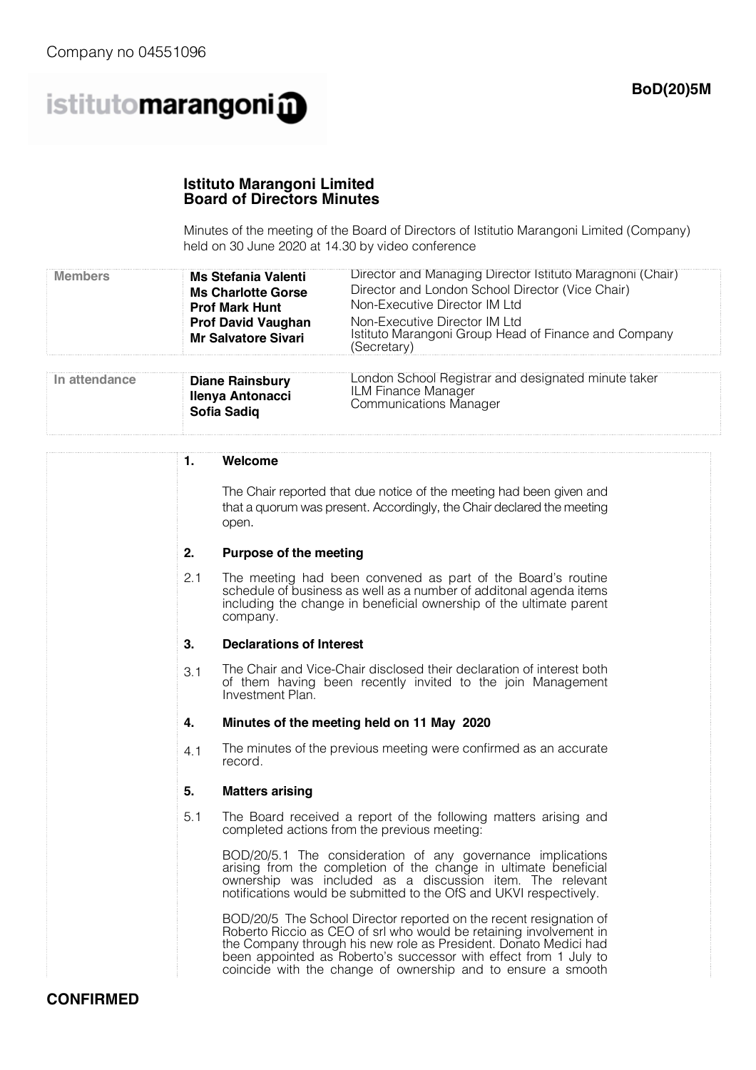Company no 04551096

**BoD(20)5M**

istitutomarangoni

## Istituto Marangoni Limited
## Board of Directors Minutes

Minutes of the meeting of the Board of Directors of Istitutio Marangoni Limited (Company) held on 30 June 2020 at 14.30 by video conference

| | | |
|---|---|---|
| Members | **Ms Stefania Valenti** | Director and Managing Director Istituto Maragnoni (Chair) |
| | **Ms Charlotte Gorse** | Director and London School Director (Vice Chair) |
| | **Prof Mark Hunt** | Non-Executive Director IM Ltd |
| | **Prof David Vaughan** | Non-Executive Director IM Ltd |
| | **Mr Salvatore Sivari** | Istituto Marangoni Group Head of Finance and Company (Secretary) |

| | | |
|---|---|---|
| In attendance | **Diane Rainsbury** | London School Registrar and designated minute taker |
| | **Ilenya Antonacci** | ILM Finance Manager |
| | **Sofia Sadiq** | Communications Manager |

**1. Welcome**

The Chair reported that due notice of the meeting had been given and that a quorum was present. Accordingly, the Chair declared the meeting open.

**2. Purpose of the meeting**

2.1 The meeting had been convened as part of the Board's routine schedule of business as well as a number of additonal agenda items including the change in beneficial ownership of the ultimate parent company.

**3. Declarations of Interest**

3.1 The Chair and Vice-Chair disclosed their declaration of interest both of them having been recently invited to the join Management Investment Plan.

**4. Minutes of the meeting held on 11 May 2020**

4.1 The minutes of the previous meeting were confirmed as an accurate record.

**5. Matters arising**

5.1 The Board received a report of the following matters arising and completed actions from the previous meeting:

BOD/20/5.1 The consideration of any governance implications arising from the completion of the change in ultimate beneficial ownership was included as a discussion item. The relevant notifications would be submitted to the OfS and UKVI respectively.

BOD/20/5 The School Director reported on the recent resignation of Roberto Riccio as CEO of srl who would be retaining involvement in the Company through his new role as President. Donato Medici had been appointed as Roberto's successor with effect from 1 July to coincide with the change of ownership and to ensure a smooth

**CONFIRMED**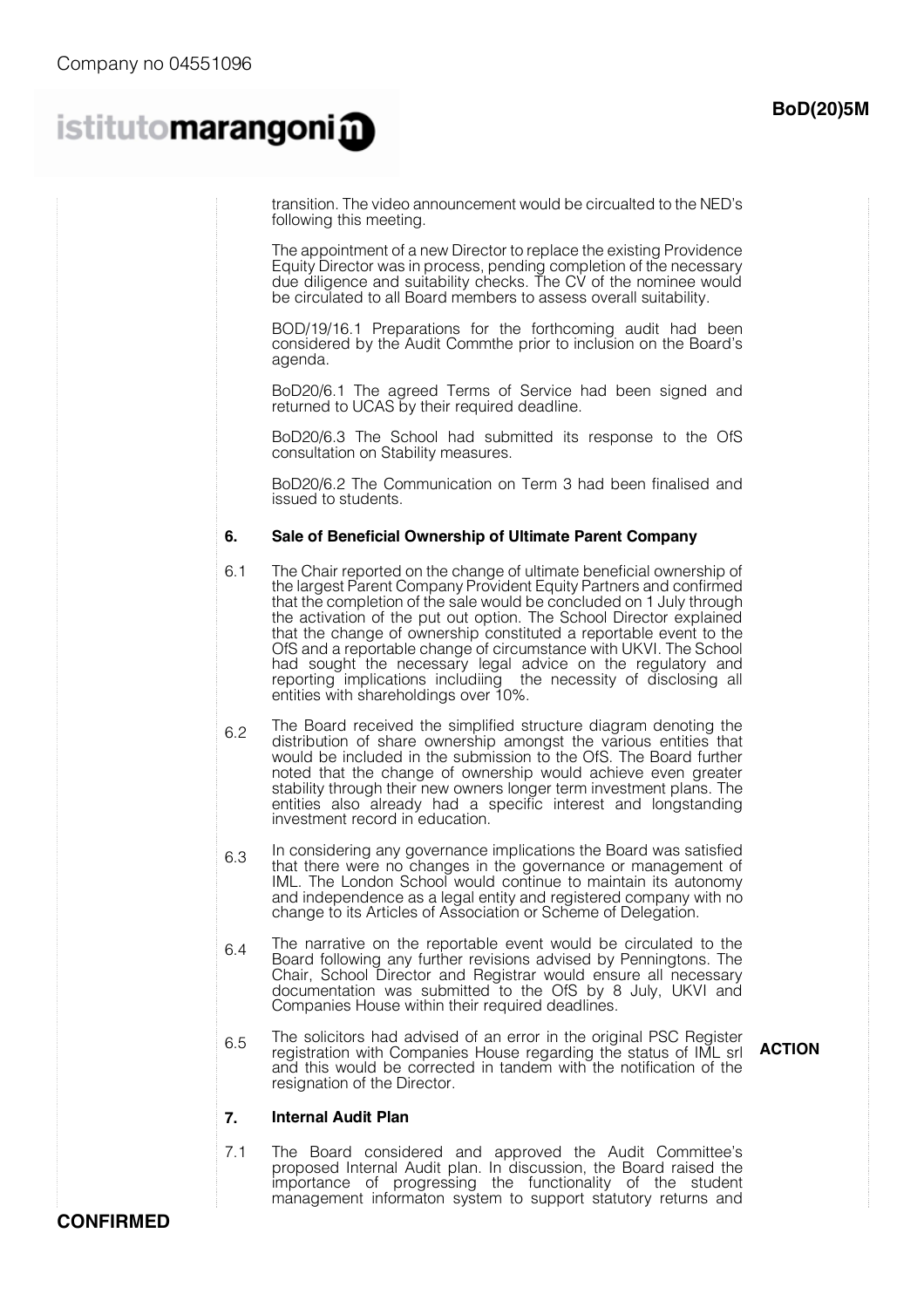transition. The video announcement would be circualted to the NED's following this meeting.

The appointment of a new Director to replace the existing Providence Equity Director was in process, pending completion of the necessary due diligence and suitability checks. The CV of the nominee would be circulated to all Board members to assess overall suitability.

BOD/19/16.1 Preparations for the forthcoming audit had been considered by the Audit Commthe prior to inclusion on the Board's agenda.

BoD20/6.1 The agreed Terms of Service had been signed and returned to UCAS by their required deadline.

BoD20/6.3 The School had submitted its response to the OfS consultation on Stability measures.

BoD20/6.2 The Communication on Term 3 had been finalised and issued to students.

**6. Sale of Beneficial Ownership of Ultimate Parent Company**

6.1 The Chair reported on the change of ultimate beneficial ownership of the largest Parent Company Provident Equity Partners and confirmed that the completion of the sale would be concluded on 1 July through the activation of the put out option. The School Director explained that the change of ownership constituted a reportable event to the OfS and a reportable change of circumstance with UKVI. The School had sought the necessary legal advice on the regulatory and reporting implications includiing the necessity of disclosing all entities with shareholdings over 10%.

6.2 The Board received the simplified structure diagram denoting the distribution of share ownership amongst the various entities that would be included in the submission to the OfS. The Board further noted that the change of ownership would achieve even greater stability through their new owners longer term investment plans. The entities also already had a specific interest and longstanding investment record in education.

6.3 In considering any governance implications the Board was satisfied that there were no changes in the governance or management of IML. The London School would continue to maintain its autonomy and independence as a legal entity and registered company with no change to its Articles of Association or Scheme of Delegation.

6.4 The narrative on the reportable event would be circulated to the Board following any further revisions advised by Penningtons. The Chair, School Director and Registrar would ensure all necessary documentation was submitted to the OfS by 8 July, UKVI and Companies House within their required deadlines.

6.5 The solicitors had advised of an error in the original PSC Register registration with Companies House regarding the status of IML srl and this would be corrected in tandem with the notification of the resignation of the Director. **ACTION**

**7. Internal Audit Plan**

7.1 The Board considered and approved the Audit Committee's proposed Internal Audit plan. In discussion, the Board raised the importance of progressing the functionality of the student management informaton system to support statutory returns and

**CONFIRMED**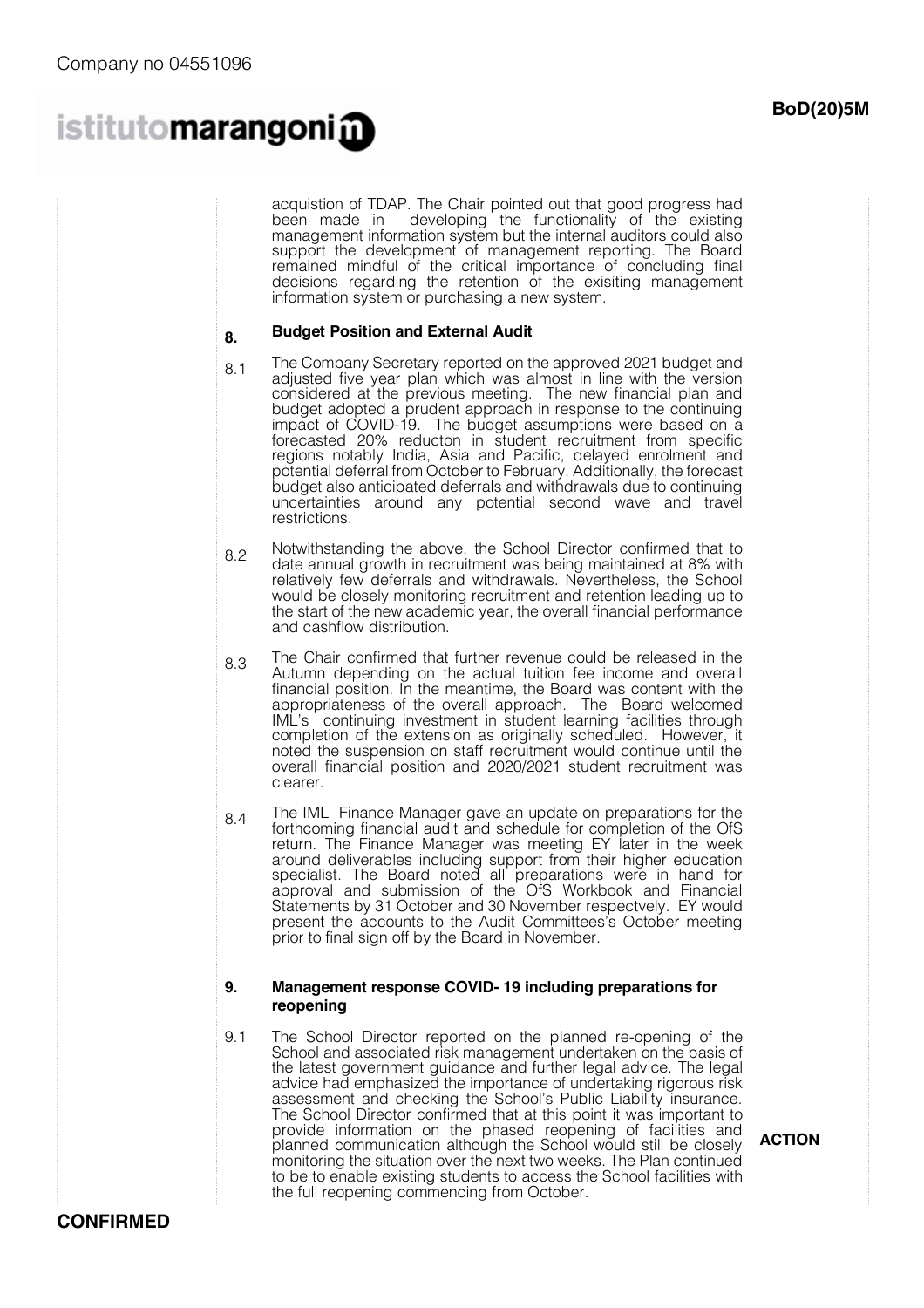acquistion of TDAP. The Chair pointed out that good progress had been made in developing the functionality of the existing management information system but the internal auditors could also support the development of management reporting. The Board remained mindful of the critical importance of concluding final decisions regarding the retention of the exisiting management information system or purchasing a new system.

## 8. Budget Position and External Audit

8.1 The Company Secretary reported on the approved 2021 budget and adjusted five year plan which was almost in line with the version considered at the previous meeting. The new financial plan and budget adopted a prudent approach in response to the continuing impact of COVID-19. The budget assumptions were based on a forecasted 20% reducton in student recruitment from specific regions notably India, Asia and Pacific, delayed enrolment and potential deferral from October to February. Additionally, the forecast budget also anticipated deferrals and withdrawals due to continuing uncertainties around any potential second wave and travel restrictions.

8.2 Notwithstanding the above, the School Director confirmed that to date annual growth in recruitment was being maintained at 8% with relatively few deferrals and withdrawals. Nevertheless, the School would be closely monitoring recruitment and retention leading up to the start of the new academic year, the overall financial performance and cashflow distribution.

8.3 The Chair confirmed that further revenue could be released in the Autumn depending on the actual tuition fee income and overall financial position. In the meantime, the Board was content with the appropriateness of the overall approach. The Board welcomed IML's continuing investment in student learning facilities through completion of the extension as originally scheduled. However, it noted the suspension on staff recruitment would continue until the overall financial position and 2020/2021 student recruitment was clearer.

8.4 The IML Finance Manager gave an update on preparations for the forthcoming financial audit and schedule for completion of the OfS return. The Finance Manager was meeting EY later in the week around deliverables including support from their higher education specialist. The Board noted all preparations were in hand for approval and submission of the OfS Workbook and Financial Statements by 31 October and 30 November respectvely. EY would present the accounts to the Audit Committees's October meeting prior to final sign off by the Board in November.

## 9. Management response COVID- 19 including preparations for reopening

**ACTION**

9.1 The School Director reported on the planned re-opening of the School and associated risk management undertaken on the basis of the latest government guidance and further legal advice. The legal advice had emphasized the importance of undertaking rigorous risk assessment and checking the School's Public Liability insurance. The School Director confirmed that at this point it was important to provide information on the phased reopening of facilities and planned communication although the School would still be closely monitoring the situation over the next two weeks. The Plan continued to be to enable existing students to access the School facilities with the full reopening commencing from October.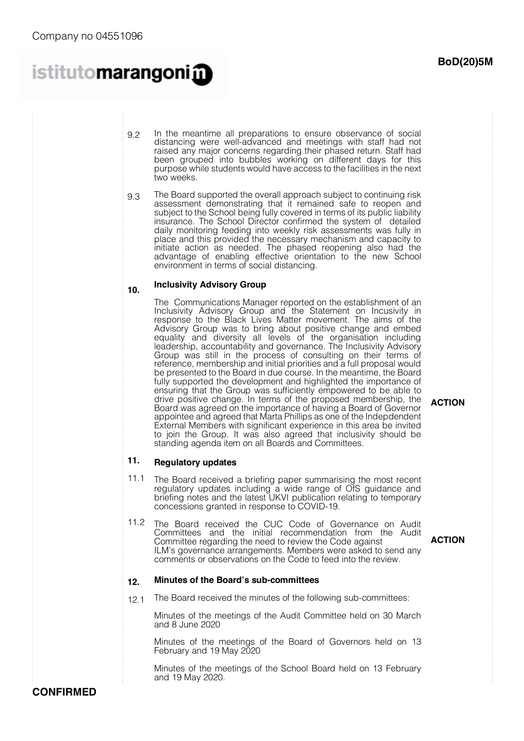9.2 In the meantime all preparations to ensure observance of social distancing were well-advanced and meetings with staff had not raised any major concerns regarding their phased return. Staff had been grouped into bubbles working on different days for this purpose while students would have access to the facilities in the next two weeks.

9.3 The Board supported the overall approach subject to continuing risk assessment demonstrating that it remained safe to reopen and subject to the School being fully covered in terms of its public liability insurance. The School Director confirmed the system of detailed daily monitoring feeding into weekly risk assessments was fully in place and this provided the necessary mechanism and capacity to initiate action as needed. The phased reopening also had the advantage of enabling effective orientation to the new School environment in terms of social distancing.

## 10. Inclusivity Advisory Group

The Communications Manager reported on the establishment of an Inclusivity Advisory Group and the Statement on Incusivity in response to the Black Lives Matter movement. The aims of the Advisory Group was to bring about positive change and embed equality and diversity all levels of the organisation including leadership, accountability and governance. The Inclusivity Advisory Group was still in the process of consulting on their terms of reference, membership and initial priorities and a full proposal would be presented to the Board in due course. In the meantime, the Board fully supported the development and highlighted the importance of ensuring that the Group was sufficiently empowered to be able to drive positive change. In terms of the proposed membership, the Board was agreed on the importance of having a Board of Governor appointee and agreed that Marta Phillips as one of the Indepdendent External Members with significant experience in this area be invited to join the Group. It was also agreed that inclusivity should be standing agenda item on all Boards and Committees. **ACTION**

## 11. Regulatory updates

11.1 The Board received a briefing paper summarising the most recent regulatory updates including a wide range of OfS guidance and briefing notes and the latest UKVI publication relating to temporary concessions granted in response to COVID-19.

11.2 The Board received the CUC Code of Governance on Audit Committees and the initial recommendation from the Audit Committee regarding the need to review the Code against ILM's governance arrangements. Members were asked to send any comments or observations on the Code to feed into the review. **ACTION**

## 12. Minutes of the Board's sub-committees

12.1 The Board received the minutes of the following sub-committees:

Minutes of the meetings of the Audit Committee held on 30 March and 8 June 2020

Minutes of the meetings of the Board of Governors held on 13 February and 19 May 2020

Minutes of the meetings of the School Board held on 13 February and 19 May 2020.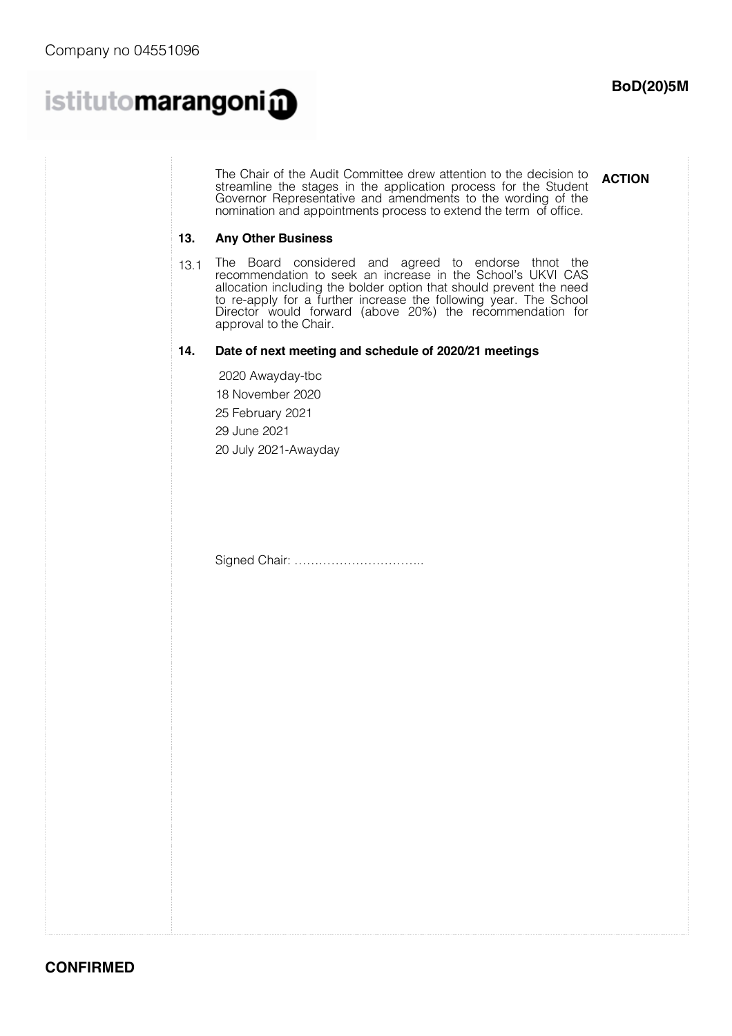The Chair of the Audit Committee drew attention to the decision to streamline the stages in the application process for the Student Governor Representative and amendments to the wording of the nomination and appointments process to extend the term of office.

**ACTION**

## 13. Any Other Business

13.1 The Board considered and agreed to endorse thnot the recommendation to seek an increase in the School's UKVI CAS allocation including the bolder option that should prevent the need to re-apply for a further increase the following year. The School Director would forward (above 20%) the recommendation for approval to the Chair.

## 14. Date of next meeting and schedule of 2020/21 meetings

2020 Awayday-tbc

18 November 2020

25 February 2021

29 June 2021

20 July 2021-Awayday

Signed Chair: …………………………..

**CONFIRMED**